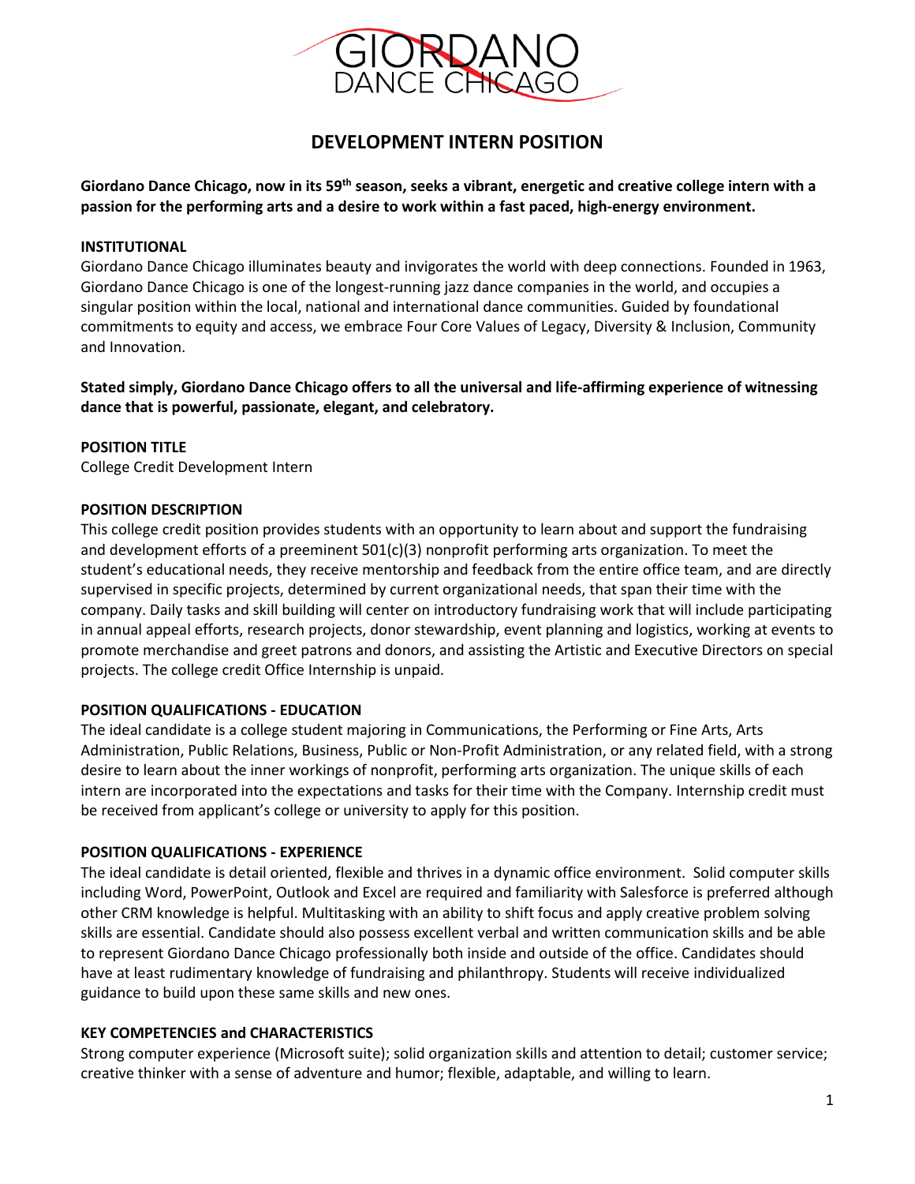GIORDANO DANCE CHICAGO

# DEVELOPMENT INTERN POSITION

**Giordano Dance Chicago, now in its 59th season, seeks a vibrant, energetic and creative college intern with a passion for the performing arts and a desire to work within a fast paced, high-energy environment.**

**INSTITUTIONAL**

Giordano Dance Chicago illuminates beauty and invigorates the world with deep connections. Founded in 1963, Giordano Dance Chicago is one of the longest-running jazz dance companies in the world, and occupies a singular position within the local, national and international dance communities. Guided by foundational commitments to equity and access, we embrace Four Core Values of Legacy, Diversity & Inclusion, Community and Innovation.

**Stated simply, Giordano Dance Chicago offers to all the universal and life-affirming experience of witnessing dance that is powerful, passionate, elegant, and celebratory.**

**POSITION TITLE**

College Credit Development Intern

**POSITION DESCRIPTION**

This college credit position provides students with an opportunity to learn about and support the fundraising and development efforts of a preeminent 501(c)(3) nonprofit performing arts organization. To meet the student's educational needs, they receive mentorship and feedback from the entire office team, and are directly supervised in specific projects, determined by current organizational needs, that span their time with the company. Daily tasks and skill building will center on introductory fundraising work that will include participating in annual appeal efforts, research projects, donor stewardship, event planning and logistics, working at events to promote merchandise and greet patrons and donors, and assisting the Artistic and Executive Directors on special projects. The college credit Office Internship is unpaid.

**POSITION QUALIFICATIONS - EDUCATION**

The ideal candidate is a college student majoring in Communications, the Performing or Fine Arts, Arts Administration, Public Relations, Business, Public or Non-Profit Administration, or any related field, with a strong desire to learn about the inner workings of nonprofit, performing arts organization. The unique skills of each intern are incorporated into the expectations and tasks for their time with the Company. Internship credit must be received from applicant's college or university to apply for this position.

**POSITION QUALIFICATIONS - EXPERIENCE**

The ideal candidate is detail oriented, flexible and thrives in a dynamic office environment. Solid computer skills including Word, PowerPoint, Outlook and Excel are required and familiarity with Salesforce is preferred although other CRM knowledge is helpful. Multitasking with an ability to shift focus and apply creative problem solving skills are essential. Candidate should also possess excellent verbal and written communication skills and be able to represent Giordano Dance Chicago professionally both inside and outside of the office. Candidates should have at least rudimentary knowledge of fundraising and philanthropy. Students will receive individualized guidance to build upon these same skills and new ones.

**KEY COMPETENCIES and CHARACTERISTICS**

Strong computer experience (Microsoft suite); solid organization skills and attention to detail; customer service; creative thinker with a sense of adventure and humor; flexible, adaptable, and willing to learn.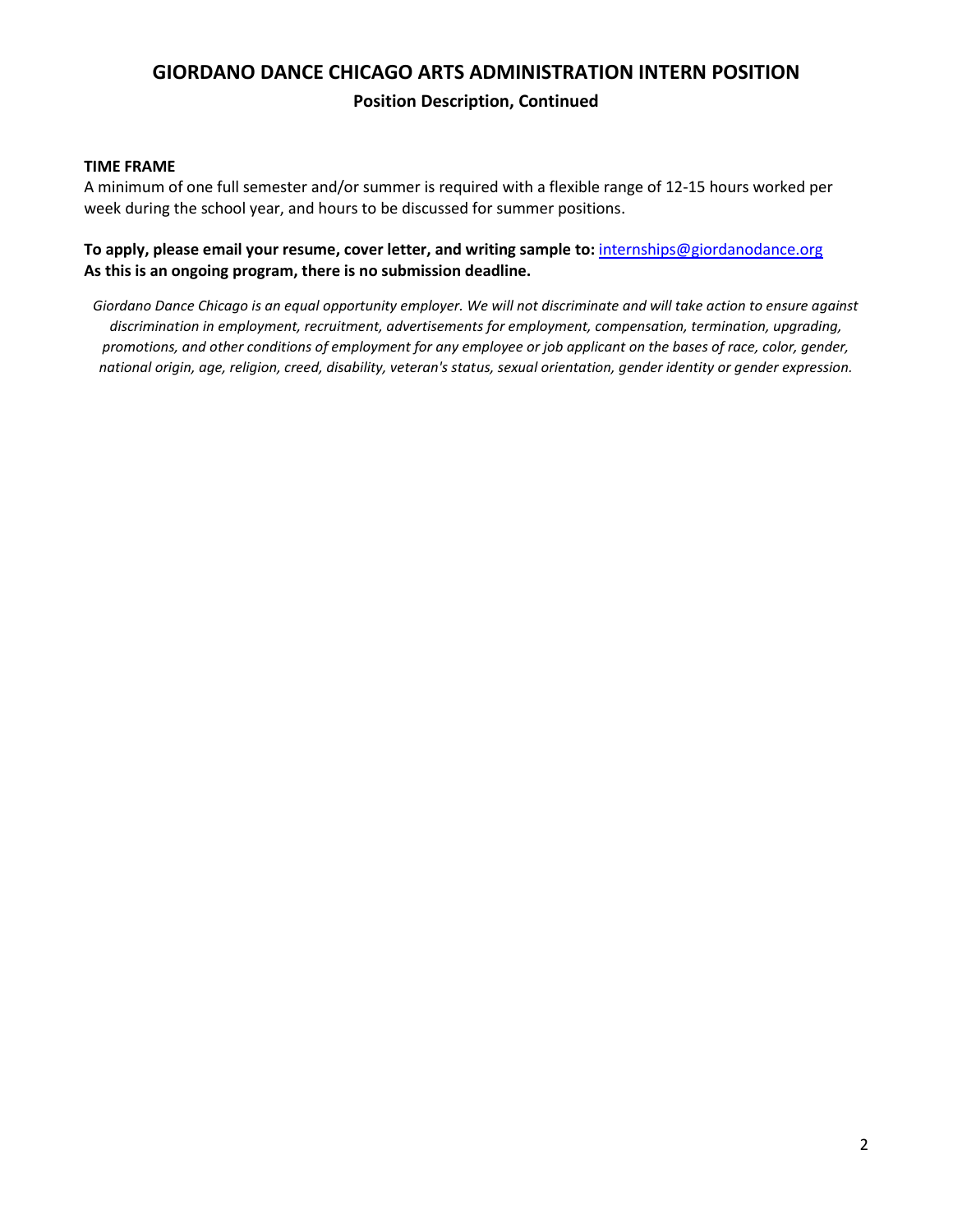# GIORDANO DANCE CHICAGO ARTS ADMINISTRATION INTERN POSITION

## Position Description, Continued

**TIME FRAME**

A minimum of one full semester and/or summer is required with a flexible range of 12-15 hours worked per week during the school year, and hours to be discussed for summer positions.

**To apply, please email your resume, cover letter, and writing sample to:** internships@giordanodance.org
**As this is an ongoing program, there is no submission deadline.**

*Giordano Dance Chicago is an equal opportunity employer. We will not discriminate and will take action to ensure against discrimination in employment, recruitment, advertisements for employment, compensation, termination, upgrading, promotions, and other conditions of employment for any employee or job applicant on the bases of race, color, gender, national origin, age, religion, creed, disability, veteran's status, sexual orientation, gender identity or gender expression.*